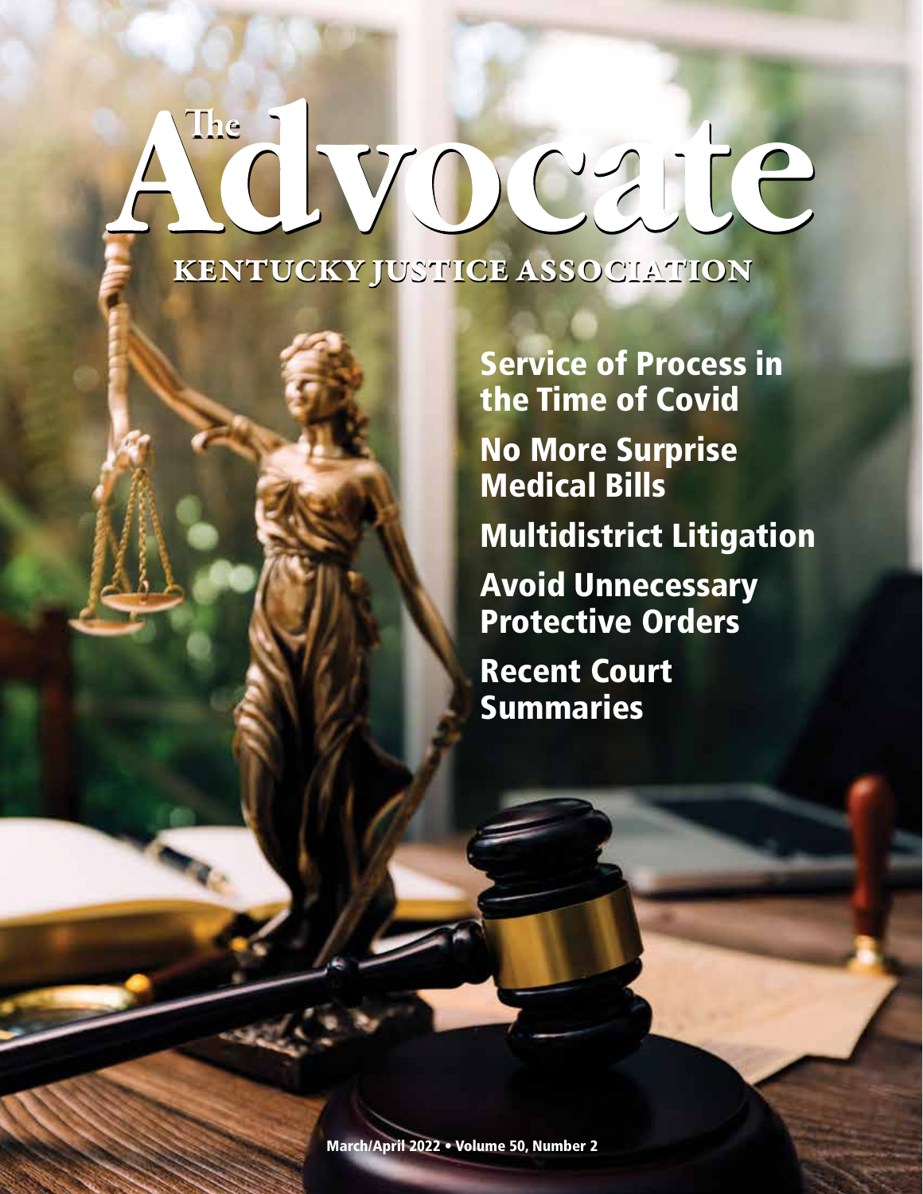# The Advocate

## KENTUCKY JUSTICE ASSOCIATION

Service of Process in the Time of Covid

No More Surprise Medical Bills

Multidistrict Litigation

Avoid Unnecessary Protective Orders

Recent Court Summaries

March/April 2022 • Volume 50, Number 2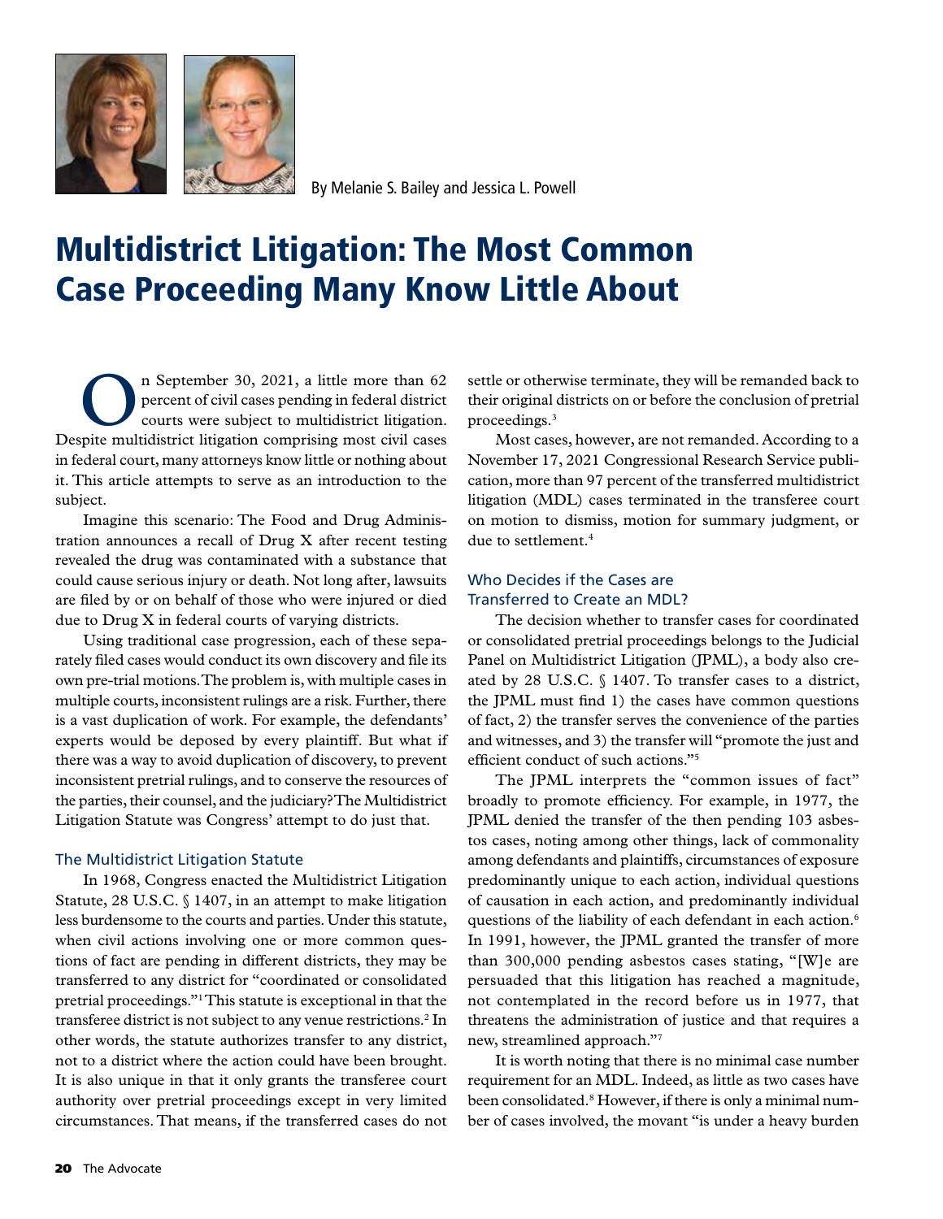By Melanie S. Bailey and Jessica L. Powell

# Multidistrict Litigation: The Most Common Case Proceeding Many Know Little About

On September 30, 2021, a little more than 62 percent of civil cases pending in federal district courts were subject to multidistrict litigation. Despite multidistrict litigation comprising most civil cases in federal court, many attorneys know little or nothing about it. This article attempts to serve as an introduction to the subject.

Imagine this scenario: The Food and Drug Administration announces a recall of Drug X after recent testing revealed the drug was contaminated with a substance that could cause serious injury or death. Not long after, lawsuits are filed by or on behalf of those who were injured or died due to Drug X in federal courts of varying districts.

Using traditional case progression, each of these separately filed cases would conduct its own discovery and file its own pre-trial motions. The problem is, with multiple cases in multiple courts, inconsistent rulings are a risk. Further, there is a vast duplication of work. For example, the defendants' experts would be deposed by every plaintiff. But what if there was a way to avoid duplication of discovery, to prevent inconsistent pretrial rulings, and to conserve the resources of the parties, their counsel, and the judiciary? The Multidistrict Litigation Statute was Congress' attempt to do just that.

## The Multidistrict Litigation Statute

In 1968, Congress enacted the Multidistrict Litigation Statute, 28 U.S.C. § 1407, in an attempt to make litigation less burdensome to the courts and parties. Under this statute, when civil actions involving one or more common questions of fact are pending in different districts, they may be transferred to any district for "coordinated or consolidated pretrial proceedings."[1] This statute is exceptional in that the transferee district is not subject to any venue restrictions.[2] In other words, the statute authorizes transfer to any district, not to a district where the action could have been brought. It is also unique in that it only grants the transferee court authority over pretrial proceedings except in very limited circumstances. That means, if the transferred cases do not settle or otherwise terminate, they will be remanded back to their original districts on or before the conclusion of pretrial proceedings.[3]

Most cases, however, are not remanded. According to a November 17, 2021 Congressional Research Service publication, more than 97 percent of the transferred multidistrict litigation (MDL) cases terminated in the transferee court on motion to dismiss, motion for summary judgment, or due to settlement.[4]

## Who Decides if the Cases are Transferred to Create an MDL?

The decision whether to transfer cases for coordinated or consolidated pretrial proceedings belongs to the Judicial Panel on Multidistrict Litigation (JPML), a body also created by 28 U.S.C. § 1407. To transfer cases to a district, the JPML must find 1) the cases have common questions of fact, 2) the transfer serves the convenience of the parties and witnesses, and 3) the transfer will "promote the just and efficient conduct of such actions."[5]

The JPML interprets the "common issues of fact" broadly to promote efficiency. For example, in 1977, the JPML denied the transfer of the then pending 103 asbestos cases, noting among other things, lack of commonality among defendants and plaintiffs, circumstances of exposure predominantly unique to each action, individual questions of causation in each action, and predominantly individual questions of the liability of each defendant in each action.[6] In 1991, however, the JPML granted the transfer of more than 300,000 pending asbestos cases stating, "[W]e are persuaded that this litigation has reached a magnitude, not contemplated in the record before us in 1977, that threatens the administration of justice and that requires a new, streamlined approach."[7]

It is worth noting that there is no minimal case number requirement for an MDL. Indeed, as little as two cases have been consolidated.[8] However, if there is only a minimal number of cases involved, the movant "is under a heavy burden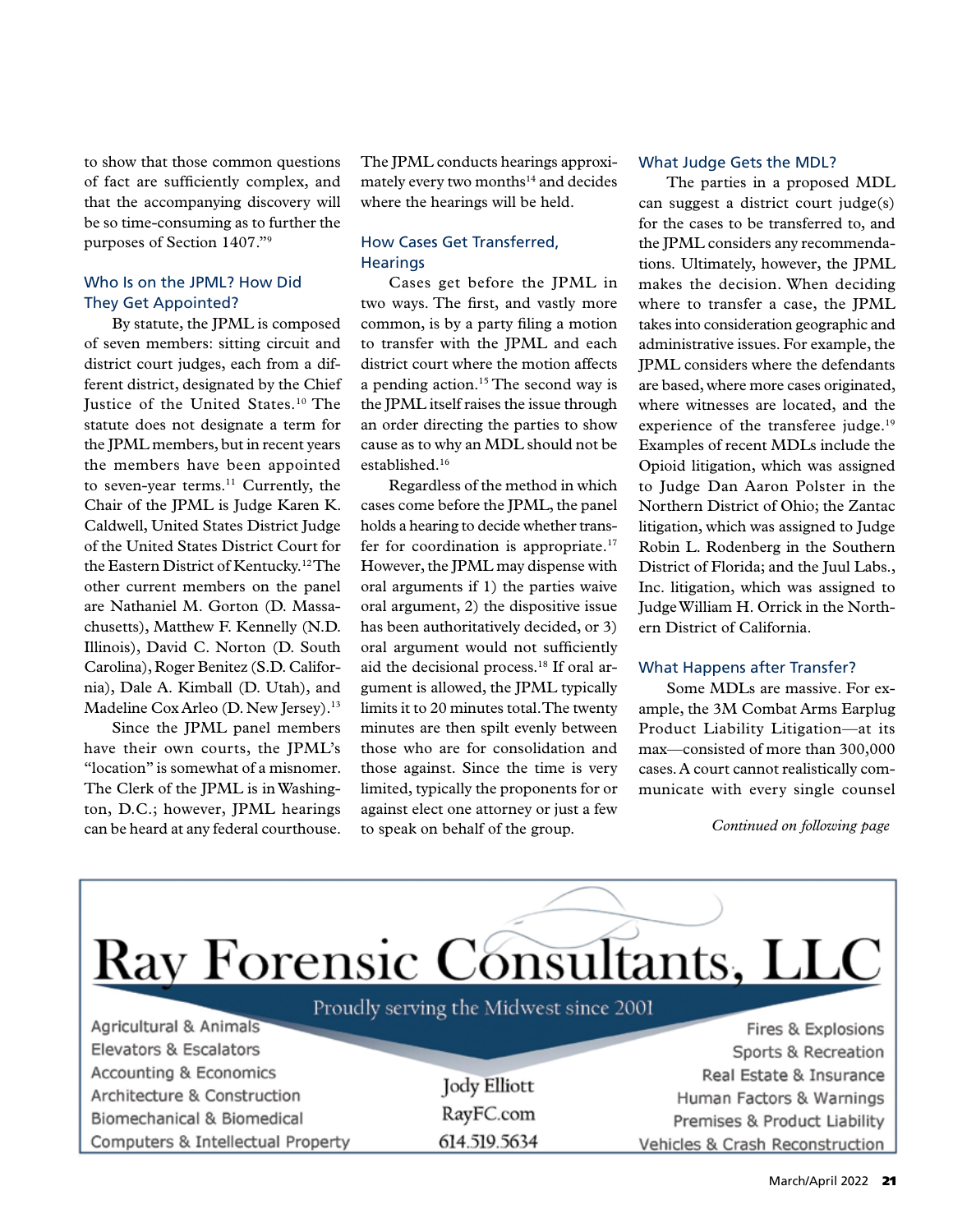to show that those common questions of fact are sufficiently complex, and that the accompanying discovery will be so time-consuming as to further the purposes of Section 1407."[9]

### Who Is on the JPML? How Did They Get Appointed?

By statute, the JPML is composed of seven members: sitting circuit and district court judges, each from a different district, designated by the Chief Justice of the United States.[10] The statute does not designate a term for the JPML members, but in recent years the members have been appointed to seven-year terms.[11] Currently, the Chair of the JPML is Judge Karen K. Caldwell, United States District Judge of the United States District Court for the Eastern District of Kentucky.[12] The other current members on the panel are Nathaniel M. Gorton (D. Massachusetts), Matthew F. Kennelly (N.D. Illinois), David C. Norton (D. South Carolina), Roger Benitez (S.D. California), Dale A. Kimball (D. Utah), and Madeline Cox Arleo (D. New Jersey).[13]

Since the JPML panel members have their own courts, the JPML's "location" is somewhat of a misnomer. The Clerk of the JPML is in Washington, D.C.; however, JPML hearings can be heard at any federal courthouse. The JPML conducts hearings approximately every two months[14] and decides where the hearings will be held.

### How Cases Get Transferred, Hearings

Cases get before the JPML in two ways. The first, and vastly more common, is by a party filing a motion to transfer with the JPML and each district court where the motion affects a pending action.[15] The second way is the JPML itself raises the issue through an order directing the parties to show cause as to why an MDL should not be established.[16]

Regardless of the method in which cases come before the JPML, the panel holds a hearing to decide whether transfer for coordination is appropriate.[17] However, the JPML may dispense with oral arguments if 1) the parties waive oral argument, 2) the dispositive issue has been authoritatively decided, or 3) oral argument would not sufficiently aid the decisional process.[18] If oral argument is allowed, the JPML typically limits it to 20 minutes total. The twenty minutes are then spilt evenly between those who are for consolidation and those against. Since the time is very limited, typically the proponents for or against elect one attorney or just a few to speak on behalf of the group.

### What Judge Gets the MDL?

The parties in a proposed MDL can suggest a district court judge(s) for the cases to be transferred to, and the JPML considers any recommendations. Ultimately, however, the JPML makes the decision. When deciding where to transfer a case, the JPML takes into consideration geographic and administrative issues. For example, the JPML considers where the defendants are based, where more cases originated, where witnesses are located, and the experience of the transferee judge.[19] Examples of recent MDLs include the Opioid litigation, which was assigned to Judge Dan Aaron Polster in the Northern District of Ohio; the Zantac litigation, which was assigned to Judge Robin L. Rodenberg in the Southern District of Florida; and the Juul Labs., Inc. litigation, which was assigned to Judge William H. Orrick in the Northern District of California.

### What Happens after Transfer?

Some MDLs are massive. For example, the 3M Combat Arms Earplug Product Liability Litigation—at its max—consisted of more than 300,000 cases. A court cannot realistically communicate with every single counsel

*Continued on following page*

**Ray Forensic Consultants, LLC**

Proudly serving the Midwest since 2001

Agricultural & Animals
Elevators & Escalators
Accounting & Economics
Architecture & Construction
Biomechanical & Biomedical
Computers & Intellectual Property

Jody Elliott
RayFC.com
614.519.5634

Fires & Explosions
Sports & Recreation
Real Estate & Insurance
Human Factors & Warnings
Premises & Product Liability
Vehicles & Crash Reconstruction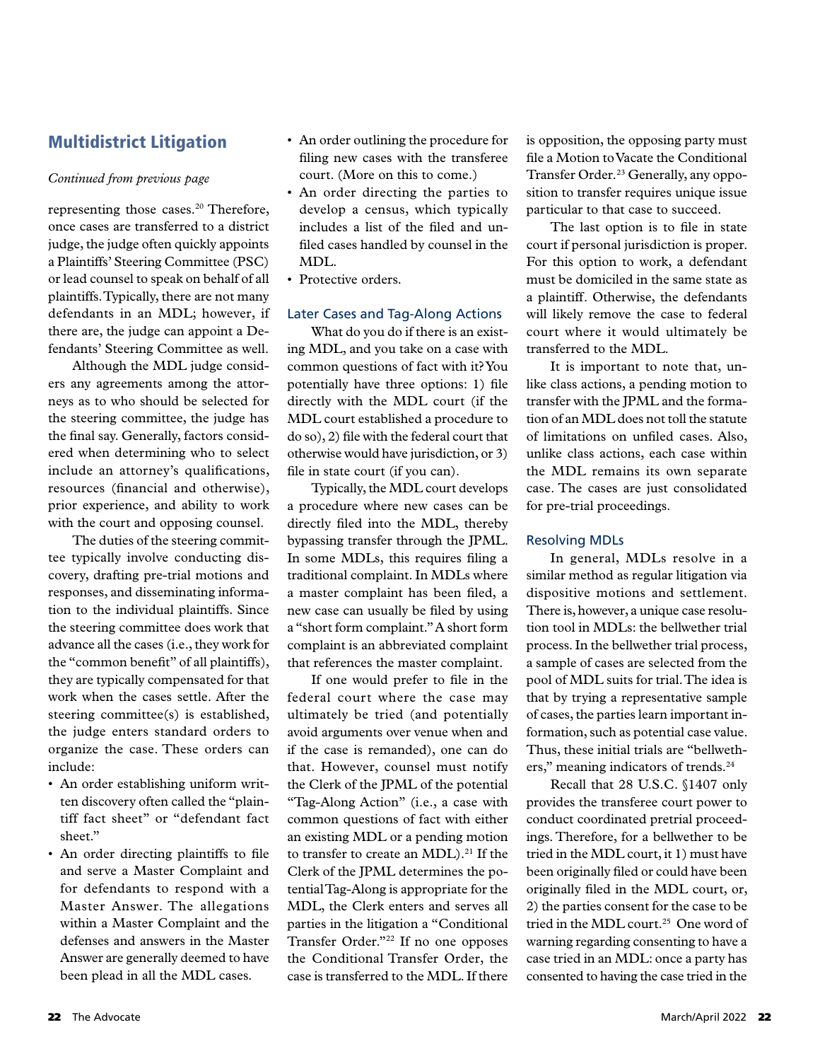## Multidistrict Litigation

*Continued from previous page*

representing those cases.[20] Therefore, once cases are transferred to a district judge, the judge often quickly appoints a Plaintiffs' Steering Committee (PSC) or lead counsel to speak on behalf of all plaintiffs. Typically, there are not many defendants in an MDL; however, if there are, the judge can appoint a Defendants' Steering Committee as well.

Although the MDL judge considers any agreements among the attorneys as to who should be selected for the steering committee, the judge has the final say. Generally, factors considered when determining who to select include an attorney's qualifications, resources (financial and otherwise), prior experience, and ability to work with the court and opposing counsel.

The duties of the steering committee typically involve conducting discovery, drafting pre-trial motions and responses, and disseminating information to the individual plaintiffs. Since the steering committee does work that advance all the cases (i.e., they work for the "common benefit" of all plaintiffs), they are typically compensated for that work when the cases settle. After the steering committee(s) is established, the judge enters standard orders to organize the case. These orders can include:

- An order establishing uniform written discovery often called the "plaintiff fact sheet" or "defendant fact sheet."
- An order directing plaintiffs to file and serve a Master Complaint and for defendants to respond with a Master Answer. The allegations within a Master Complaint and the defenses and answers in the Master Answer are generally deemed to have been plead in all the MDL cases.
- An order outlining the procedure for filing new cases with the transferee court. (More on this to come.)
- An order directing the parties to develop a census, which typically includes a list of the filed and unfiled cases handled by counsel in the MDL.
- Protective orders.

### Later Cases and Tag-Along Actions

What do you do if there is an existing MDL, and you take on a case with common questions of fact with it? You potentially have three options: 1) file directly with the MDL court (if the MDL court established a procedure to do so), 2) file with the federal court that otherwise would have jurisdiction, or 3) file in state court (if you can).

Typically, the MDL court develops a procedure where new cases can be directly filed into the MDL, thereby bypassing transfer through the JPML. In some MDLs, this requires filing a traditional complaint. In MDLs where a master complaint has been filed, a new case can usually be filed by using a "short form complaint." A short form complaint is an abbreviated complaint that references the master complaint.

If one would prefer to file in the federal court where the case may ultimately be tried (and potentially avoid arguments over venue when and if the case is remanded), one can do that. However, counsel must notify the Clerk of the JPML of the potential "Tag-Along Action" (i.e., a case with common questions of fact with either an existing MDL or a pending motion to transfer to create an MDL).[21] If the Clerk of the JPML determines the potential Tag-Along is appropriate for the MDL, the Clerk enters and serves all parties in the litigation a "Conditional Transfer Order."[22] If no one opposes the Conditional Transfer Order, the case is transferred to the MDL. If there is opposition, the opposing party must file a Motion to Vacate the Conditional Transfer Order.[23] Generally, any opposition to transfer requires unique issue particular to that case to succeed.

The last option is to file in state court if personal jurisdiction is proper. For this option to work, a defendant must be domiciled in the same state as a plaintiff. Otherwise, the defendants will likely remove the case to federal court where it would ultimately be transferred to the MDL.

It is important to note that, unlike class actions, a pending motion to transfer with the JPML and the formation of an MDL does not toll the statute of limitations on unfiled cases. Also, unlike class actions, each case within the MDL remains its own separate case. The cases are just consolidated for pre-trial proceedings.

### Resolving MDLs

In general, MDLs resolve in a similar method as regular litigation via dispositive motions and settlement. There is, however, a unique case resolution tool in MDLs: the bellwether trial process. In the bellwether trial process, a sample of cases are selected from the pool of MDL suits for trial. The idea is that by trying a representative sample of cases, the parties learn important information, such as potential case value. Thus, these initial trials are "bellwethers," meaning indicators of trends.[24]

Recall that 28 U.S.C. §1407 only provides the transferee court power to conduct coordinated pretrial proceedings. Therefore, for a bellwether to be tried in the MDL court, it 1) must have been originally filed or could have been originally filed in the MDL court, or, 2) the parties consent for the case to be tried in the MDL court.[25] One word of warning regarding consenting to have a case tried in an MDL: once a party has consented to having the case tried in the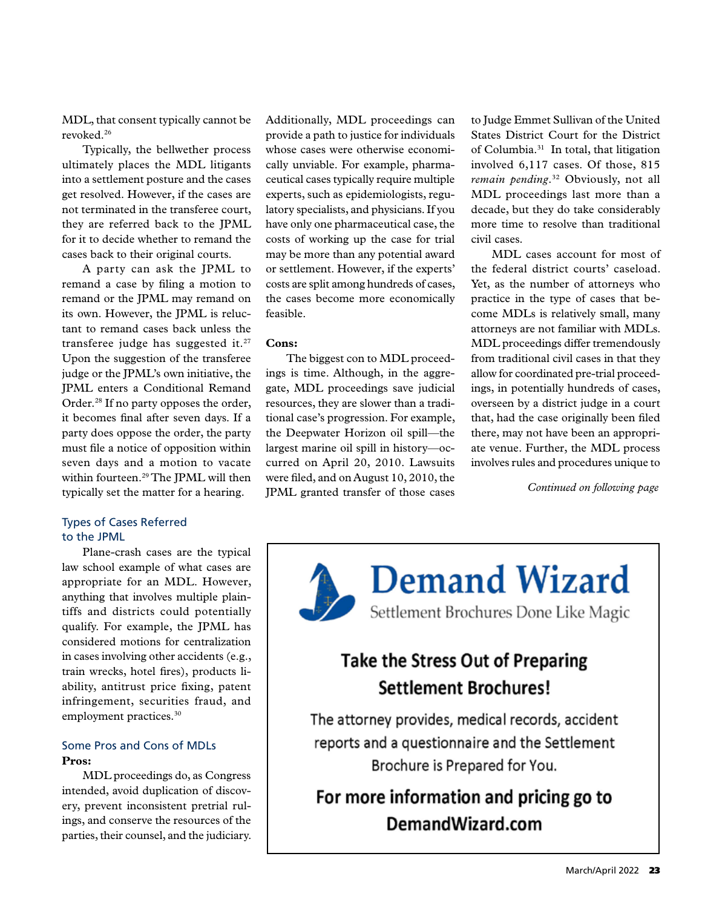MDL, that consent typically cannot be revoked.[26]

Typically, the bellwether process ultimately places the MDL litigants into a settlement posture and the cases get resolved. However, if the cases are not terminated in the transferee court, they are referred back to the JPML for it to decide whether to remand the cases back to their original courts.

A party can ask the JPML to remand a case by filing a motion to remand or the JPML may remand on its own. However, the JPML is reluctant to remand cases back unless the transferee judge has suggested it.[27] Upon the suggestion of the transferee judge or the JPML's own initiative, the JPML enters a Conditional Remand Order.[28] If no party opposes the order, it becomes final after seven days. If a party does oppose the order, the party must file a notice of opposition within seven days and a motion to vacate within fourteen.[29] The JPML will then typically set the matter for a hearing.

## Types of Cases Referred to the JPML

Plane-crash cases are the typical law school example of what cases are appropriate for an MDL. However, anything that involves multiple plaintiffs and districts could potentially qualify. For example, the JPML has considered motions for centralization in cases involving other accidents (e.g., train wrecks, hotel fires), products liability, antitrust price fixing, patent infringement, securities fraud, and employment practices.[30]

## Some Pros and Cons of MDLs

**Pros:**

MDL proceedings do, as Congress intended, avoid duplication of discovery, prevent inconsistent pretrial rulings, and conserve the resources of the parties, their counsel, and the judiciary. Additionally, MDL proceedings can provide a path to justice for individuals whose cases were otherwise economically unviable. For example, pharmaceutical cases typically require multiple experts, such as epidemiologists, regulatory specialists, and physicians. If you have only one pharmaceutical case, the costs of working up the case for trial may be more than any potential award or settlement. However, if the experts' costs are split among hundreds of cases, the cases become more economically feasible.

**Cons:**

The biggest con to MDL proceedings is time. Although, in the aggregate, MDL proceedings save judicial resources, they are slower than a traditional case's progression. For example, the Deepwater Horizon oil spill—the largest marine oil spill in history—occurred on April 20, 2010. Lawsuits were filed, and on August 10, 2010, the JPML granted transfer of those cases to Judge Emmet Sullivan of the United States District Court for the District of Columbia.[31] In total, that litigation involved 6,117 cases. Of those, 815 *remain pending*.[32] Obviously, not all MDL proceedings last more than a decade, but they do take considerably more time to resolve than traditional civil cases.

MDL cases account for most of the federal district courts' caseload. Yet, as the number of attorneys who practice in the type of cases that become MDLs is relatively small, many attorneys are not familiar with MDLs. MDL proceedings differ tremendously from traditional civil cases in that they allow for coordinated pre-trial proceedings, in potentially hundreds of cases, overseen by a district judge in a court that, had the case originally been filed there, may not have been an appropriate venue. Further, the MDL process involves rules and procedures unique to

*Continued on following page*

**Demand Wizard**
Settlement Brochures Done Like Magic

**Take the Stress Out of Preparing Settlement Brochures!**

The attorney provides, medical records, accident reports and a questionnaire and the Settlement Brochure is Prepared for You.

**For more information and pricing go to DemandWizard.com**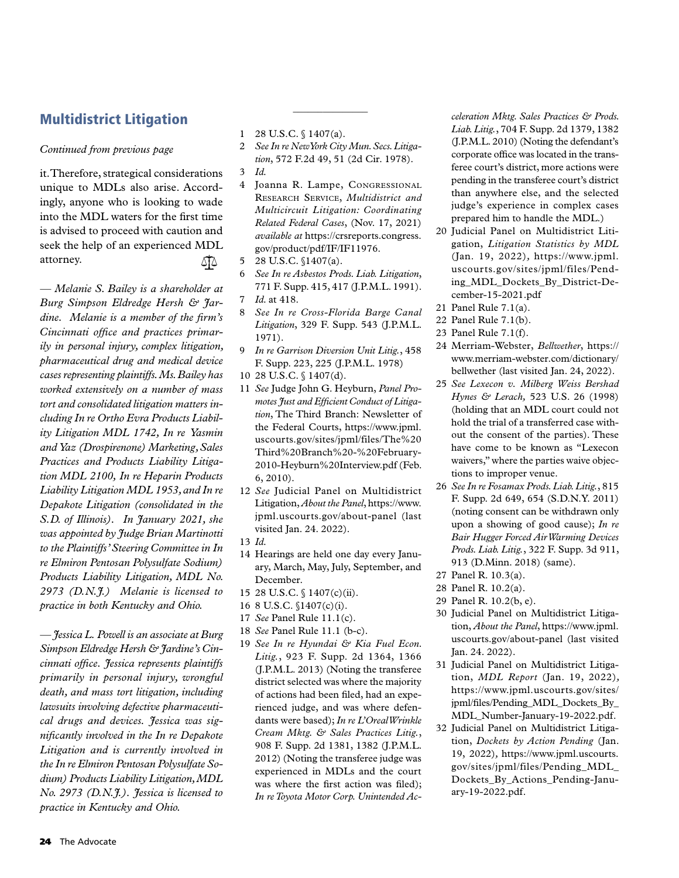## Multidistrict Litigation

*Continued from previous page*

it. Therefore, strategical considerations unique to MDLs also arise. Accordingly, anyone who is looking to wade into the MDL waters for the first time is advised to proceed with caution and seek the help of an experienced MDL attorney.

*— Melanie S. Bailey is a shareholder at Burg Simpson Eldredge Hersh & Jardine. Melanie is a member of the firm's Cincinnati office and practices primarily in personal injury, complex litigation, pharmaceutical drug and medical device cases representing plaintiffs. Ms. Bailey has worked extensively on a number of mass tort and consolidated litigation matters including In re Ortho Evra Products Liability Litigation MDL 1742, In re Yasmin and Yaz (Drospirenone) Marketing, Sales Practices and Products Liability Litigation MDL 2100, In re Heparin Products Liability Litigation MDL 1953, and In re Depakote Litigation (consolidated in the S.D. of Illinois). In January 2021, she was appointed by Judge Brian Martinotti to the Plaintiffs' Steering Committee in In re Elmiron Pentosan Polysulfate Sodium) Products Liability Litigation, MDL No. 2973 (D.N.J.) Melanie is licensed to practice in both Kentucky and Ohio.*

*— Jessica L. Powell is an associate at Burg Simpson Eldredge Hersh & Jardine's Cincinnati office. Jessica represents plaintiffs primarily in personal injury, wrongful death, and mass tort litigation, including lawsuits involving defective pharmaceutical drugs and devices. Jessica was significantly involved in the In re Depakote Litigation and is currently involved in the In re Elmiron Pentosan Polysulfate Sodium) Products Liability Litigation, MDL No. 2973 (D.N.J.). Jessica is licensed to practice in Kentucky and Ohio.*

---

1 28 U.S.C. § 1407(a).
2 *See In re New York City Mun. Secs. Litigation*, 572 F.2d 49, 51 (2d Cir. 1978).
3 *Id.*
4 Joanna R. Lampe, Congressional Research Service, *Multidistrict and Multicircuit Litigation: Coordinating Related Federal Cases*, (Nov. 17, 2021) *available at* https://crsreports.congress.gov/product/pdf/IF/IF11976.
5 28 U.S.C. §1407(a).
6 *See In re Asbestos Prods. Liab. Litigation*, 771 F. Supp. 415, 417 (J.P.M.L. 1991).
7 *Id.* at 418.
8 *See In re Cross-Florida Barge Canal Litigation*, 329 F. Supp. 543 (J.P.M.L. 1971).
9 *In re Garrison Diversion Unit Litig.*, 458 F. Supp. 223, 225 (J.P.M.L. 1978)
10 28 U.S.C. § 1407(d).
11 *See* Judge John G. Heyburn, *Panel Promotes Just and Efficient Conduct of Litigation*, The Third Branch: Newsletter of the Federal Courts, https://www.jpml.uscourts.gov/sites/jpml/files/The%20Third%20Branch%20-%20February-2010-Heyburn%20Interview.pdf (Feb. 6, 2010).
12 *See* Judicial Panel on Multidistrict Litigation, *About the Panel*, https://www.jpml.uscourts.gov/about-panel (last visited Jan. 24. 2022).
13 *Id.*
14 Hearings are held one day every January, March, May, July, September, and December.
15 28 U.S.C. § 1407(c)(ii).
16 8 U.S.C. §1407(c)(i).
17 *See* Panel Rule 11.1(c).
18 *See* Panel Rule 11.1 (b-c).
19 *See In re Hyundai & Kia Fuel Econ. Litig.*, 923 F. Supp. 2d 1364, 1366 (J.P.M.L. 2013) (Noting the transferee district selected was where the majority of actions had been filed, had an experienced judge, and was where defendants were based); *In re L'Oreal Wrinkle Cream Mktg. & Sales Practices Litig.*, 908 F. Supp. 2d 1381, 1382 (J.P.M.L. 2012) (Noting the transferee judge was experienced in MDLs and the court was where the first action was filed); *In re Toyota Motor Corp. Unintended Acceleration Mktg. Sales Practices & Prods. Liab. Litig.*, 704 F. Supp. 2d 1379, 1382 (J.P.M.L. 2010) (Noting the defendant's corporate office was located in the transferee court's district, more actions were pending in the transferee court's district than anywhere else, and the selected judge's experience in complex cases prepared him to handle the MDL.)
20 Judicial Panel on Multidistrict Litigation, *Litigation Statistics by MDL* (Jan. 19, 2022), https://www.jpml.uscourts.gov/sites/jpml/files/Pending_MDL_Dockets_By_District-December-15-2021.pdf
21 Panel Rule 7.1(a).
22 Panel Rule 7.1(b).
23 Panel Rule 7.1(f).
24 Merriam-Webster, *Bellwether*, https://www.merriam-webster.com/dictionary/bellwether (last visited Jan. 24, 2022).
25 *See Lexecon v. Milberg Weiss Bershad Hynes & Lerach*, 523 U.S. 26 (1998) (holding that an MDL court could not hold the trial of a transferred case without the consent of the parties). These have come to be known as "Lexecon waivers," where the parties waive objections to improper venue.
26 *See In re Fosamax Prods. Liab. Litig.*, 815 F. Supp. 2d 649, 654 (S.D.N.Y. 2011) (noting consent can be withdrawn only upon a showing of good cause); *In re Bair Hugger Forced Air Warming Devices Prods. Liab. Litig.*, 322 F. Supp. 3d 911, 913 (D.Minn. 2018) (same).
27 Panel R. 10.3(a).
28 Panel R. 10.2(a).
29 Panel R. 10.2(b, e).
30 Judicial Panel on Multidistrict Litigation, *About the Panel*, https://www.jpml.uscourts.gov/about-panel (last visited Jan. 24. 2022).
31 Judicial Panel on Multidistrict Litigation, *MDL Report* (Jan. 19, 2022), https://www.jpml.uscourts.gov/sites/jpml/files/Pending_MDL_Dockets_By_MDL_Number-January-19-2022.pdf.
32 Judicial Panel on Multidistrict Litigation, *Dockets by Action Pending* (Jan. 19, 2022), https://www.jpml.uscourts.gov/sites/jpml/files/Pending_MDL_Dockets_By_Actions_Pending-January-19-2022.pdf.